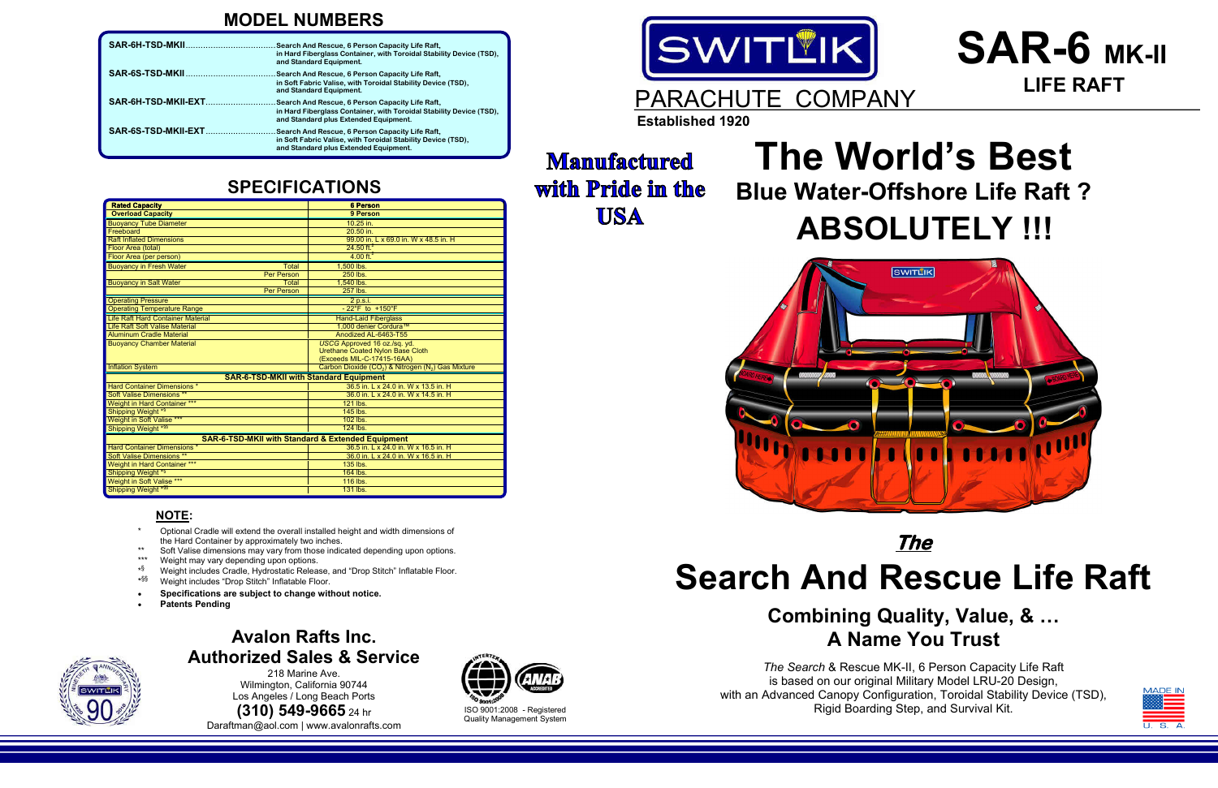## MODEL NUMBERS

| Model | Description |
|---|---|
| SAR-6H-TSD-MKII | Search And Rescue, 6 Person Capacity Life Raft, in Hard Fiberglass Container, with Toroidal Stability Device (TSD), and Standard Equipment. |
| SAR-6S-TSD-MKII | Search And Rescue, 6 Person Capacity Life Raft, in Soft Fabric Valise, with Toroidal Stability Device (TSD), and Standard Equipment. |
| SAR-6H-TSD-MKII-EXT | Search And Rescue, 6 Person Capacity Life Raft, in Hard Fiberglass Container, with Toroidal Stability Device (TSD), and Standard plus Extended Equipment. |
| SAR-6S-TSD-MKII-EXT | Search And Rescue, 6 Person Capacity Life Raft, in Soft Fabric Valise, with Toroidal Stability Device (TSD), and Standard plus Extended Equipment. |

## SPECIFICATIONS

| | |
|---|---|
| **Rated Capacity** | **6 Person** |
| **Overload Capacity** | **9 Person** |
| Buoyancy Tube Diameter | 10.25 in. |
| Freeboard | 20.50 in. |
| Raft Inflated Dimensions | 99.00 in. L x 69.0 in. W x 48.5 in. H |
| Floor Area (total) | 24.50 ft.$^2$ |
| Floor Area (per person) | 4.00 ft.$^2$ |
| Buoyancy in Fresh Water — Total | 1,500 lbs. |
| Per Person | 250 lbs. |
| Buoyancy in Salt Water — Total | 1,540 lbs. |
| Per Person | 257 lbs. |
| Operating Pressure | 2 p.s.i. |
| Operating Temperature Range | - 22°F to +150°F |
| Life Raft Hard Container Material | Hand-Laid Fiberglass |
| Life Raft Soft Valise Material | 1,000 denier Cordura™ |
| Aluminum Cradle Material | Anodized AL-6463-T55 |
| Buoyancy Chamber Material | *USCG* Approved 16 oz./sq. yd. Urethane Coated Nylon Base Cloth (Exceeds MIL-C-17415-16AA) |
| Inflation System | Carbon Dioxide ($CO_2$) & Nitrogen ($N_2$) Gas Mixture |
| **SAR-6-TSD-MKII with Standard Equipment** | |
| Hard Container Dimensions * | 36.5 in. L x 24.0 in. W x 13.5 in. H |
| Soft Valise Dimensions ** | 36.0 in. L x 24.0 in. W x 14.5 in. H |
| Weight in Hard Container *** | 121 lbs. |
| Shipping Weight *§ | 145 lbs. |
| Weight in Soft Valise *** | 102 lbs. |
| Shipping Weight *§§ | 124 lbs. |
| **SAR-6-TSD-MKII with Standard & Extended Equipment** | |
| Hard Container Dimensions * | 36.5 in. L x 24.0 in. W x 16.5 in. H |
| Soft Valise Dimensions ** | 36.0 in. L x 24.0 in. W x 16.5 in. H |
| Weight in Hard Container *** | 135 lbs. |
| Shipping Weight *§ | 164 lbs. |
| Weight in Soft Valise *** | 116 lbs. |
| Shipping Weight *§§ | 131 lbs. |

**NOTE:**

- \* Optional Cradle will extend the overall installed height and width dimensions of the Hard Container by approximately two inches.
- \*\* Soft Valise dimensions may vary from those indicated depending upon options.
- \*\*\* Weight may vary depending upon options.
- \*§ Weight includes Cradle, Hydrostatic Release, and "Drop Stitch" Inflatable Floor.
- \*§§ Weight includes "Drop Stitch" Inflatable Floor.
- **Specifications are subject to change without notice.**
- **Patents Pending**

## Avalon Rafts Inc.
## Authorized Sales & Service

218 Marine Ave.
Wilmington, California 90744
Los Angeles / Long Beach Ports
**(310) 549-9665** 24 hr
Daraftman@aol.com | www.avalonrafts.com

ISO 9001:2008 - Registered Quality Management System

SWITLIK PARACHUTE COMPANY
**Established 1920**

# SAR-6 MK-II
## LIFE RAFT

**Manufactured with Pride in the USA**

# The World's Best
## Blue Water-Offshore Life Raft ?
# ABSOLUTELY !!!

***The***
# Search And Rescue Life Raft

### Combining Quality, Value, & …
### A Name You Trust

*The Search* & Rescue MK-II, 6 Person Capacity Life Raft is based on our original Military Model LRU-20 Design, with an Advanced Canopy Configuration, Toroidal Stability Device (TSD), Rigid Boarding Step, and Survival Kit.

MADE IN U. S. A.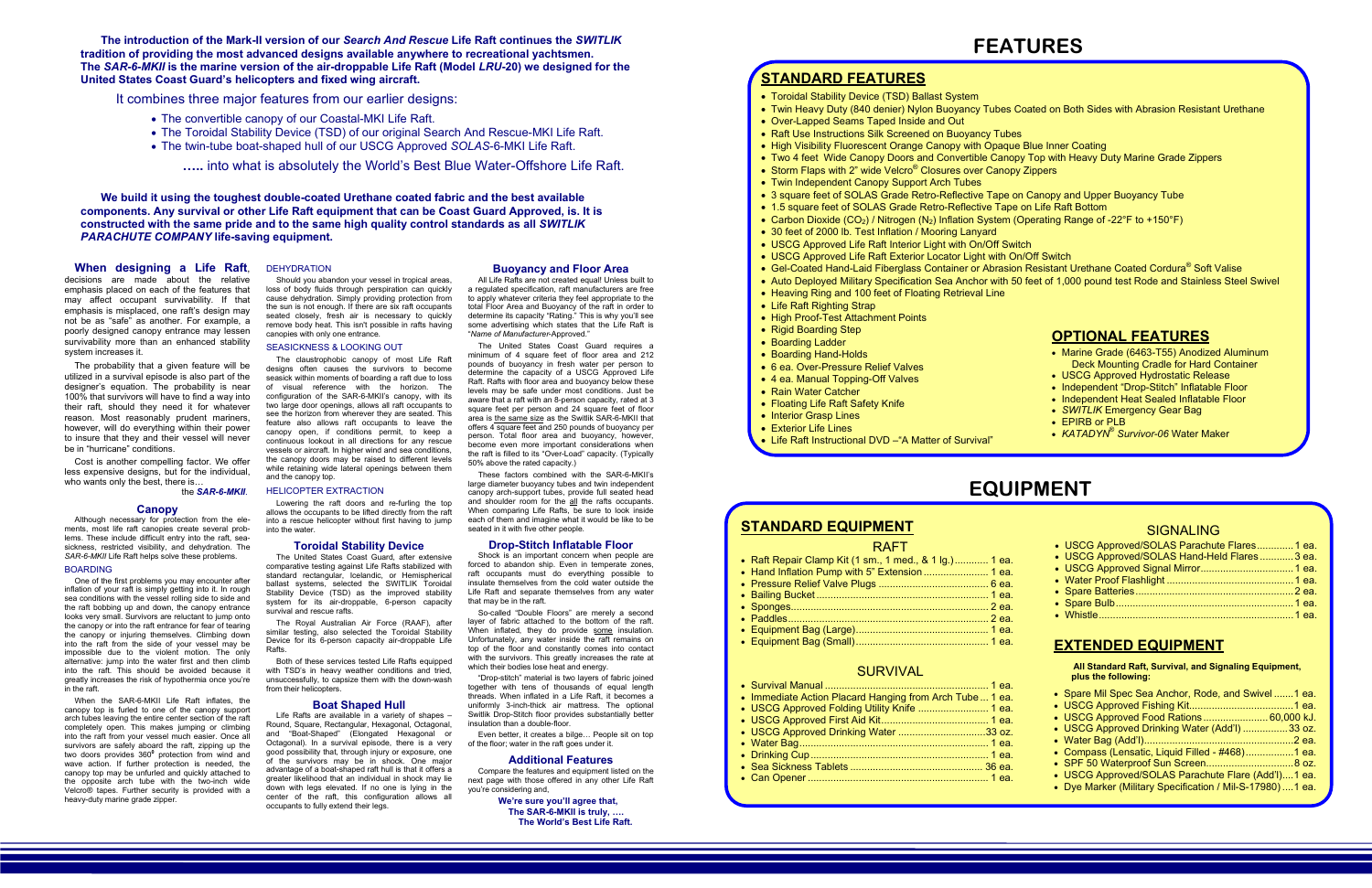**The introduction of the Mark-II version of our *Search And Rescue* Life Raft continues the *SWITLIK* tradition of providing the most advanced designs available anywhere to recreational yachtsmen. The *SAR-6-MKII* is the marine version of the air-droppable Life Raft (Model *LRU-20*) we designed for the United States Coast Guard's helicopters and fixed wing aircraft.**

It combines three major features from our earlier designs:

- The convertible canopy of our Coastal-MKI Life Raft.
- The Toroidal Stability Device (TSD) of our original Search And Rescue-MKI Life Raft.
- The twin-tube boat-shaped hull of our USCG Approved *SOLAS*-6-MKI Life Raft.

**…..** into what is absolutely the World's Best Blue Water-Offshore Life Raft.

**We build it using the toughest double-coated Urethane coated fabric and the best available components. Any survival or other Life Raft equipment that can be Coast Guard Approved, is. It is constructed with the same pride and to the same high quality control standards as all *SWITLIK PARACHUTE COMPANY* life-saving equipment.**

**When designing a Life Raft**, decisions are made about the relative emphasis placed on each of the features that may affect occupant survivability. If that emphasis is misplaced, one raft's design may not be as "safe" as another. For example, a poorly designed canopy entrance may lessen survivability more than an enhanced stability system increases it.

The probability that a given feature will be utilized in a survival episode is also part of the designer's equation. The probability is near 100% that survivors will have to find a way into their raft, should they need it for whatever reason. Most reasonably prudent mariners, however, will do everything within their power to insure that they and their vessel will never be in "hurricane" conditions.

Cost is another compelling factor. We offer less expensive designs, but for the individual, who wants only the best, there is…

the ***SAR-6-MKII***.

## Canopy

Although necessary for protection from the elements, most life raft canopies create several problems. These include difficult entry into the raft, seasickness, restricted visibility, and dehydration. The *SAR-6-MKII* Life Raft helps solve these problems.

### BOARDING

One of the first problems you may encounter after inflation of your raft is simply getting into it. In rough sea conditions with the vessel rolling side to side and the raft bobbing up and down, the canopy entrance looks very small. Survivors are reluctant to jump onto the canopy or into the raft entrance for fear of tearing the canopy or injuring themselves. Climbing down into the raft from the side of your vessel may be impossible due to the violent motion. The only alternative: jump into the water first and then climb into the raft. This should be avoided because it greatly increases the risk of hypothermia once you're in the raft.

When the SAR-6-MKII Life Raft inflates, the canopy top is furled to one of the canopy support arch tubes leaving the entire center section of the raft completely open. This makes jumping or climbing into the raft from your vessel much easier. Once all survivors are safely aboard the raft, zipping up the two doors provides 360° protection from wind and wave action. If further protection is needed, the canopy top may be unfurled and quickly attached to the opposite arch tube with the two-inch wide Velcro® tapes. Further security is provided with a heavy-duty marine grade zipper.

### DEHYDRATION

Should you abandon your vessel in tropical areas, loss of body fluids through perspiration can quickly cause dehydration. Simply providing protection from the sun is not enough. If there are six raft occupants seated closely, fresh air is necessary to quickly remove body heat. This isn't possible in rafts having canopies with only one entrance.

### SEASICKNESS & LOOKING OUT

The claustrophobic canopy of most Life Raft designs often causes the survivors to become seasick within moments of boarding a raft due to loss of visual reference with the horizon. The configuration of the SAR-6-MKII's canopy, with its two large door openings, allows all raft occupants to see the horizon from wherever they are seated. This feature also allows raft occupants to leave the canopy open, if conditions permit, to keep a continuous lookout in all directions for any rescue vessels or aircraft. In higher wind and sea conditions, the canopy doors may be raised to different levels while retaining wide lateral openings between them and the canopy top.

### HELICOPTER EXTRACTION

Lowering the raft doors and re-furling the top allows the occupants to be lifted directly from the raft into a rescue helicopter without first having to jump into the water.

## Toroidal Stability Device

The United States Coast Guard, after extensive comparative testing against Life Rafts stabilized with standard rectangular, Icelandic, or Hemispherical ballast systems, selected the SWITLIK Toroidal Stability Device (TSD) as the improved stability system for its air-droppable, 6-person capacity survival and rescue rafts.

The Royal Australian Air Force (RAAF), after similar testing, also selected the Toroidal Stability Device for its 6-person capacity air-droppable Life Rafts.

Both of these services tested Life Rafts equipped with TSD's in heavy weather conditions and tried, unsuccessfully, to capsize them with the down-wash from their helicopters.

## Boat Shaped Hull

Life Rafts are available in a variety of shapes – Round, Square, Rectangular, Hexagonal, Octagonal, and "Boat-Shaped" (Elongated Hexagonal or Octagonal). In a survival episode, there is a very good possibility that, through injury or exposure, one of the survivors may be in shock. One major advantage of a boat-shaped raft hull is that it offers a greater likelihood that an individual in shock may lie down with legs elevated. If no one is lying in the center of the raft, this configuration allows all occupants to fully extend their legs.

## Buoyancy and Floor Area

All Life Rafts are not created equal! Unless built to a regulated specification, raft manufacturers are free to apply whatever criteria they feel appropriate to the total Floor Area and Buoyancy of the raft in order to determine its capacity "Rating." This is why you'll see some advertising which states that the Life Raft is "*Name of Manufacturer*-Approved."

The United States Coast Guard requires a minimum of 4 square feet of floor area and 212 pounds of buoyancy in fresh water per person to determine the capacity of a USCG Approved Life Raft. Rafts with floor area and buoyancy below these levels may be safe under most conditions. Just be aware that a raft with an 8-person capacity, rated at 3 square feet per person and 24 square feet of floor area is <u>the same size</u> as the Switlik SAR-6-MKII that offers 4 square feet and 250 pounds of buoyancy per person. Total floor area and buoyancy, however, become even more important considerations when the raft is filled to its "Over-Load" capacity. (Typically 50% above the rated capacity.)

These factors combined with the SAR-6-MKII's large diameter buoyancy tubes and twin independent canopy arch-support tubes, provide full seated head and shoulder room for the <u>all</u> the rafts occupants. When comparing Life Rafts, be sure to look inside each of them and imagine what it would be like to be seated in it with five other people.

## Drop-Stitch Inflatable Floor

Shock is an important concern when people are forced to abandon ship. Even in temperate zones, raft occupants must do everything possible to insulate themselves from the cold water outside the Life Raft and separate themselves from any water that may be in the raft.

So-called "Double Floors" are merely a second layer of fabric attached to the bottom of the raft. When inflated, they do provide <u>some</u> insulation. Unfortunately, any water inside the raft remains on top of the floor and constantly comes into contact with the survivors. This greatly increases the rate at which their bodies lose heat and energy.

"Drop-stitch" material is two layers of fabric joined together with tens of thousands of equal length threads. When inflated in a Life Raft, it becomes a uniformly 3-inch-thick air mattress. The optional Switlik Drop-Stitch floor provides substantially better insulation than a double-floor.

Even better, it creates a bilge… People sit on top of the floor; water in the raft goes under it.

## Additional Features

Compare the features and equipment listed on the next page with those offered in any other Life Raft you're considering and,

**We're sure you'll agree that,
The SAR-6-MKII is truly, ….
The World's Best Life Raft.**

# FEATURES

## STANDARD FEATURES

- Toroidal Stability Device (TSD) Ballast System
- Twin Heavy Duty (840 denier) Nylon Buoyancy Tubes Coated on Both Sides with Abrasion Resistant Urethane
- Over-Lapped Seams Taped Inside and Out
- Raft Use Instructions Silk Screened on Buoyancy Tubes
- High Visibility Fluorescent Orange Canopy with Opaque Blue Inner Coating
- Two 4 feet Wide Canopy Doors and Convertible Canopy Top with Heavy Duty Marine Grade Zippers
- Storm Flaps with 2" wide Velcro® Closures over Canopy Zippers
- Twin Independent Canopy Support Arch Tubes
- 3 square feet of SOLAS Grade Retro-Reflective Tape on Canopy and Upper Buoyancy Tube
- 1.5 square feet of SOLAS Grade Retro-Reflective Tape on Life Raft Bottom
- Carbon Dioxide ($CO_2$) / Nitrogen ($N_2$) Inflation System (Operating Range of -22°F to +150°F)
- 30 feet of 2000 lb. Test Inflation / Mooring Lanyard
- USCG Approved Life Raft Interior Light with On/Off Switch
- USCG Approved Life Raft Exterior Locator Light with On/Off Switch
- Gel-Coated Hand-Laid Fiberglass Container or Abrasion Resistant Urethane Coated Cordura® Soft Valise
- Auto Deployed Military Specification Sea Anchor with 50 feet of 1,000 pound test Rode and Stainless Steel Swivel
- Heaving Ring and 100 feet of Floating Retrieval Line
- Life Raft Righting Strap
- High Proof-Test Attachment Points
- Rigid Boarding Step
- Boarding Ladder
- Boarding Hand-Holds
- 6 ea. Over-Pressure Relief Valves
- 4 ea. Manual Topping-Off Valves
- Rain Water Catcher
- Floating Life Raft Safety Knife
- Interior Grasp Lines
- Exterior Life Lines
- Life Raft Instructional DVD –"A Matter of Survival"

## OPTIONAL FEATURES

- Marine Grade (6463-T55) Anodized Aluminum Deck Mounting Cradle for Hard Container
- USCG Approved Hydrostatic Release
- Independent "Drop-Stitch" Inflatable Floor
- Independent Heat Sealed Inflatable Floor
- *SWITLIK* Emergency Gear Bag
- EPIRB or PLB
- *KATADYN® Survivor-06* Water Maker

# EQUIPMENT

## STANDARD EQUIPMENT

### RAFT

- Raft Repair Clamp Kit (1 sm., 1 med., & 1 lg.) ............ 1 ea.
- Hand Inflation Pump with 5" Extension ....................... 1 ea.
- Pressure Relief Valve Plugs ....................................... 6 ea.
- Bailing Bucket ............................................................ 1 ea.
- Sponges...................................................................... 2 ea.
- Paddles........................................................................ 2 ea.
- Equipment Bag (Large)............................................... 1 ea.
- Equipment Bag (Small)............................................... 1 ea.

### SURVIVAL

- Survival Manual .......................................................... 1 ea.
- Immediate Action Placard Hanging from Arch Tube ... 1 ea.
- USCG Approved Folding Utility Knife ......................... 1 ea.
- USCG Approved First Aid Kit...................................... 1 ea.
- USCG Approved Drinking Water ...............................33 oz.
- Water Bag.................................................................... 1 ea.
- Drinking Cup ............................................................... 1 ea.
- Sea Sickness Tablets ............................................... 36 ea.
- Can Opener ................................................................ 1 ea.

### SIGNALING

- USCG Approved/SOLAS Parachute Flares............. 1 ea.
- USCG Approved/SOLAS Hand-Held Flares ............3 ea.
- USCG Approved Signal Mirror................................. 1 ea.
- Water Proof Flashlight ............................................. 1 ea.
- Spare Batteries .........................................................2 ea.
- Spare Bulb................................................................ 1 ea.
- Whistle...................................................................... 1 ea.

## EXTENDED EQUIPMENT

**All Standard Raft, Survival, and Signaling Equipment, plus the following:**

- Spare Mil Spec Sea Anchor, Rode, and Swivel .......1 ea.
- USCG Approved Fishing Kit.....................................1 ea.
- USCG Approved Food Rations ...................... 60,000 kJ.
- USCG Approved Drinking Water (Add'l) ................ 33 oz.
- Water Bag (Add'l)......................................................2 ea.
- Compass (Lensatic, Liquid Filled - #468).................1 ea.
- SPF 50 Waterproof Sun Screen...............................8 oz.
- USCG Approved/SOLAS Parachute Flare (Add'l)....1 ea.
- Dye Marker (Military Specification / Mil-S-17980) ....1 ea.